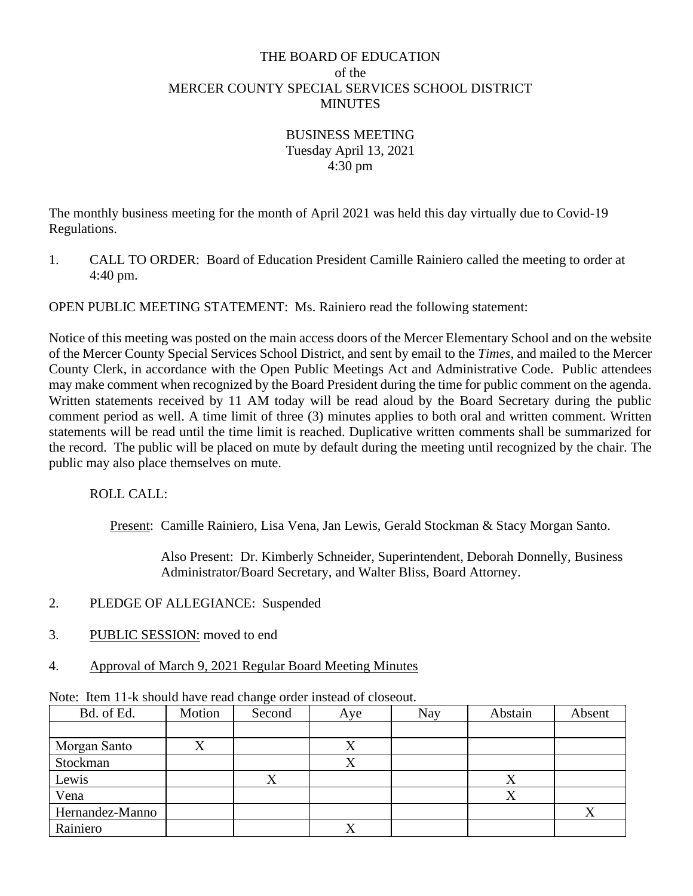# THE BOARD OF EDUCATION
## of the
## MERCER COUNTY SPECIAL SERVICES SCHOOL DISTRICT
## MINUTES

BUSINESS MEETING
Tuesday April 13, 2021
4:30 pm

The monthly business meeting for the month of April 2021 was held this day virtually due to Covid-19 Regulations.

1. CALL TO ORDER: Board of Education President Camille Rainiero called the meeting to order at 4:40 pm.

OPEN PUBLIC MEETING STATEMENT: Ms. Rainiero read the following statement:

Notice of this meeting was posted on the main access doors of the Mercer Elementary School and on the website of the Mercer County Special Services School District, and sent by email to the *Times*, and mailed to the Mercer County Clerk, in accordance with the Open Public Meetings Act and Administrative Code. Public attendees may make comment when recognized by the Board President during the time for public comment on the agenda. Written statements received by 11 AM today will be read aloud by the Board Secretary during the public comment period as well. A time limit of three (3) minutes applies to both oral and written comment. Written statements will be read until the time limit is reached. Duplicative written comments shall be summarized for the record. The public will be placed on mute by default during the meeting until recognized by the chair. The public may also place themselves on mute.

ROLL CALL:

Present: Camille Rainiero, Lisa Vena, Jan Lewis, Gerald Stockman & Stacy Morgan Santo.

Also Present: Dr. Kimberly Schneider, Superintendent, Deborah Donnelly, Business Administrator/Board Secretary, and Walter Bliss, Board Attorney.

2. PLEDGE OF ALLEGIANCE: Suspended

3. PUBLIC SESSION: moved to end

4. Approval of March 9, 2021 Regular Board Meeting Minutes

Note: Item 11-k should have read change order instead of closeout.

| Bd. of Ed. | Motion | Second | Aye | Nay | Abstain | Absent |
|---|---|---|---|---|---|---|
| | | | | | | |
| Morgan Santo | X | | X | | | |
| Stockman | | | X | | | |
| Lewis | | X | | | X | |
| Vena | | | | | X | |
| Hernandez-Manno | | | | | | X |
| Rainiero | | | X | | | |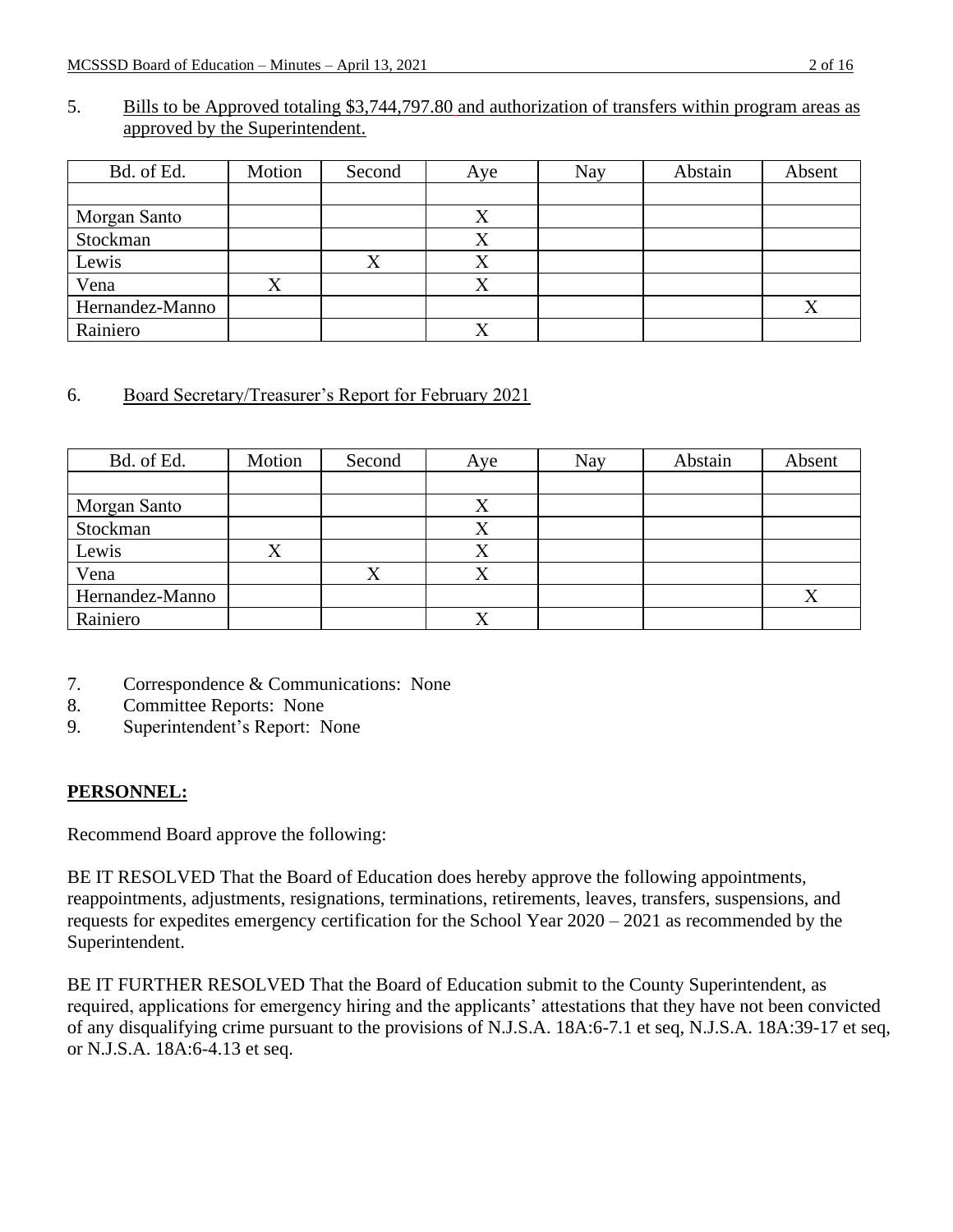5. Bills to be Approved totaling $3,744,797.80 and authorization of transfers within program areas as approved by the Superintendent.

| Bd. of Ed. | Motion | Second | Aye | Nay | Abstain | Absent |
|---|---|---|---|---|---|---|
| | | | | | | |
| Morgan Santo | | | X | | | |
| Stockman | | | X | | | |
| Lewis | | X | X | | | |
| Vena | X | | X | | | |
| Hernandez-Manno | | | | | | X |
| Rainiero | | | X | | | |

6. Board Secretary/Treasurer's Report for February 2021

| Bd. of Ed. | Motion | Second | Aye | Nay | Abstain | Absent |
|---|---|---|---|---|---|---|
| | | | | | | |
| Morgan Santo | | | X | | | |
| Stockman | | | X | | | |
| Lewis | X | | X | | | |
| Vena | | X | X | | | |
| Hernandez-Manno | | | | | | X |
| Rainiero | | | X | | | |

7. Correspondence & Communications: None
8. Committee Reports: None
9. Superintendent's Report: None

**PERSONNEL:**

Recommend Board approve the following:

BE IT RESOLVED That the Board of Education does hereby approve the following appointments, reappointments, adjustments, resignations, terminations, retirements, leaves, transfers, suspensions, and requests for expedites emergency certification for the School Year 2020 – 2021 as recommended by the Superintendent.

BE IT FURTHER RESOLVED That the Board of Education submit to the County Superintendent, as required, applications for emergency hiring and the applicants' attestations that they have not been convicted of any disqualifying crime pursuant to the provisions of N.J.S.A. 18A:6-7.1 et seq, N.J.S.A. 18A:39-17 et seq, or N.J.S.A. 18A:6-4.13 et seq.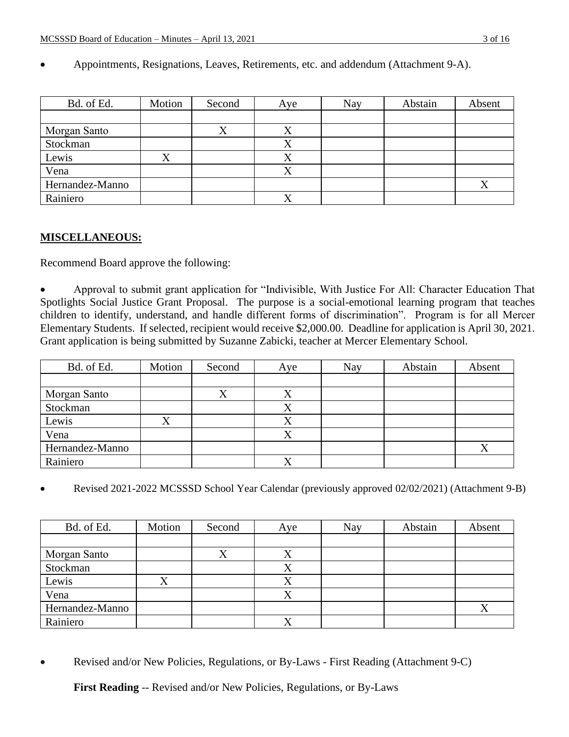- Appointments, Resignations, Leaves, Retirements, etc. and addendum (Attachment 9-A).

| Bd. of Ed. | Motion | Second | Aye | Nay | Abstain | Absent |
|---|---|---|---|---|---|---|
| | | | | | | |
| Morgan Santo | | X | X | | | |
| Stockman | | | X | | | |
| Lewis | X | | X | | | |
| Vena | | | X | | | |
| Hernandez-Manno | | | | | | X |
| Rainiero | | | X | | | |

**MISCELLANEOUS:**

Recommend Board approve the following:

- Approval to submit grant application for "Indivisible, With Justice For All: Character Education That Spotlights Social Justice Grant Proposal. The purpose is a social-emotional learning program that teaches children to identify, understand, and handle different forms of discrimination". Program is for all Mercer Elementary Students. If selected, recipient would receive $2,000.00. Deadline for application is April 30, 2021. Grant application is being submitted by Suzanne Zabicki, teacher at Mercer Elementary School.

| Bd. of Ed. | Motion | Second | Aye | Nay | Abstain | Absent |
|---|---|---|---|---|---|---|
| | | | | | | |
| Morgan Santo | | X | X | | | |
| Stockman | | | X | | | |
| Lewis | X | | X | | | |
| Vena | | | X | | | |
| Hernandez-Manno | | | | | | X |
| Rainiero | | | X | | | |

- Revised 2021-2022 MCSSSD School Year Calendar (previously approved 02/02/2021) (Attachment 9-B)

| Bd. of Ed. | Motion | Second | Aye | Nay | Abstain | Absent |
|---|---|---|---|---|---|---|
| | | | | | | |
| Morgan Santo | | X | X | | | |
| Stockman | | | X | | | |
| Lewis | X | | X | | | |
| Vena | | | X | | | |
| Hernandez-Manno | | | | | | X |
| Rainiero | | | X | | | |

- Revised and/or New Policies, Regulations, or By-Laws - First Reading (Attachment 9-C)

  **First Reading** -- Revised and/or New Policies, Regulations, or By-Laws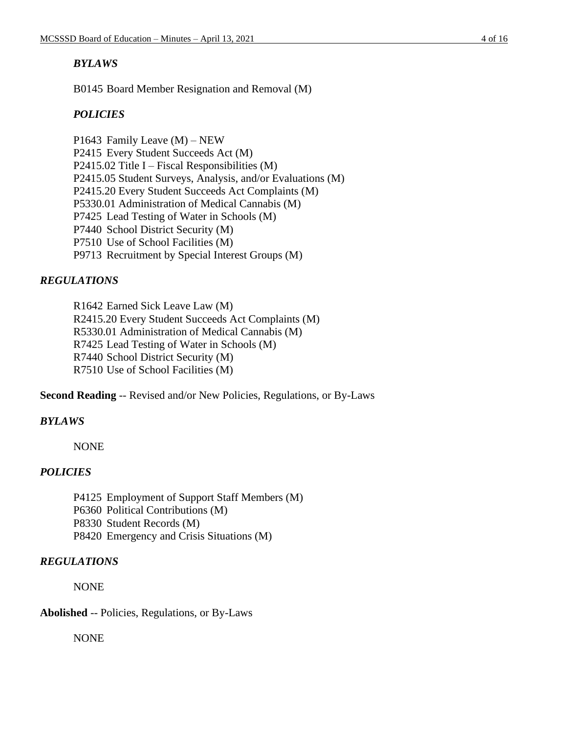*BYLAWS*

B0145 Board Member Resignation and Removal (M)

*POLICIES*

P1643 Family Leave (M) – NEW
P2415 Every Student Succeeds Act (M)
P2415.02 Title I – Fiscal Responsibilities (M)
P2415.05 Student Surveys, Analysis, and/or Evaluations (M)
P2415.20 Every Student Succeeds Act Complaints (M)
P5330.01 Administration of Medical Cannabis (M)
P7425 Lead Testing of Water in Schools (M)
P7440 School District Security (M)
P7510 Use of School Facilities (M)
P9713 Recruitment by Special Interest Groups (M)

*REGULATIONS*

R1642 Earned Sick Leave Law (M)
R2415.20 Every Student Succeeds Act Complaints (M)
R5330.01 Administration of Medical Cannabis (M)
R7425 Lead Testing of Water in Schools (M)
R7440 School District Security (M)
R7510 Use of School Facilities (M)

**Second Reading** -- Revised and/or New Policies, Regulations, or By-Laws

*BYLAWS*

NONE

*POLICIES*

P4125 Employment of Support Staff Members (M)
P6360 Political Contributions (M)
P8330 Student Records (M)
P8420 Emergency and Crisis Situations (M)

*REGULATIONS*

NONE

**Abolished** -- Policies, Regulations, or By-Laws

NONE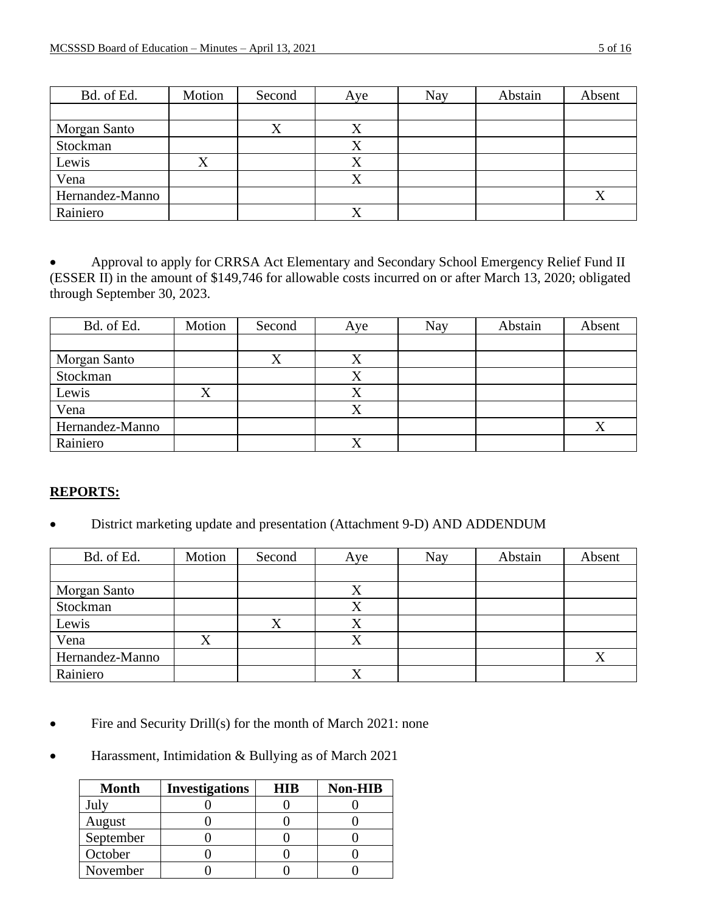| Bd. of Ed. | Motion | Second | Aye | Nay | Abstain | Absent |
|---|---|---|---|---|---|---|
| | | | | | | |
| Morgan Santo | | X | X | | | |
| Stockman | | | X | | | |
| Lewis | X | | X | | | |
| Vena | | | X | | | |
| Hernandez-Manno | | | | | | X |
| Rainiero | | | X | | | |

- Approval to apply for CRRSA Act Elementary and Secondary School Emergency Relief Fund II (ESSER II) in the amount of $149,746 for allowable costs incurred on or after March 13, 2020; obligated through September 30, 2023.

| Bd. of Ed. | Motion | Second | Aye | Nay | Abstain | Absent |
|---|---|---|---|---|---|---|
| | | | | | | |
| Morgan Santo | | X | X | | | |
| Stockman | | | X | | | |
| Lewis | X | | X | | | |
| Vena | | | X | | | |
| Hernandez-Manno | | | | | | X |
| Rainiero | | | X | | | |

**REPORTS:**

- District marketing update and presentation (Attachment 9-D) AND ADDENDUM

| Bd. of Ed. | Motion | Second | Aye | Nay | Abstain | Absent |
|---|---|---|---|---|---|---|
| | | | | | | |
| Morgan Santo | | | X | | | |
| Stockman | | | X | | | |
| Lewis | | X | X | | | |
| Vena | X | | X | | | |
| Hernandez-Manno | | | | | | X |
| Rainiero | | | X | | | |

- Fire and Security Drill(s) for the month of March 2021: none

- Harassment, Intimidation & Bullying as of March 2021

| Month | Investigations | HIB | Non-HIB |
|---|---|---|---|
| July | 0 | 0 | 0 |
| August | 0 | 0 | 0 |
| September | 0 | 0 | 0 |
| October | 0 | 0 | 0 |
| November | 0 | 0 | 0 |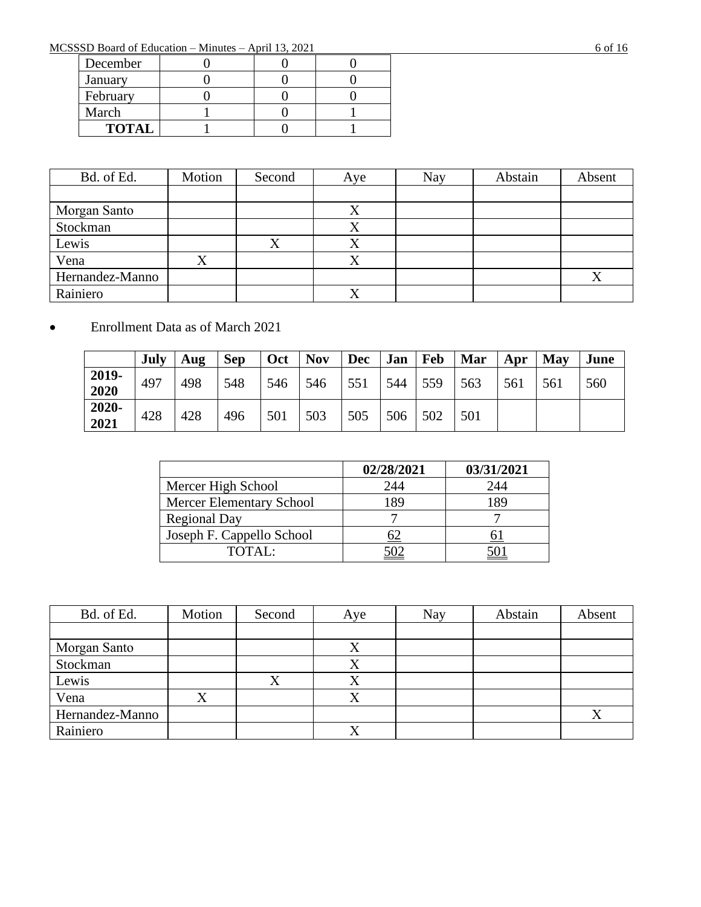| | | | |
|---|---|---|---|
| December | 0 | 0 | 0 |
| January | 0 | 0 | 0 |
| February | 0 | 0 | 0 |
| March | 1 | 0 | 1 |
| **TOTAL** | 1 | 0 | 1 |

| Bd. of Ed. | Motion | Second | Aye | Nay | Abstain | Absent |
|---|---|---|---|---|---|---|
| | | | | | | |
| Morgan Santo | | | X | | | |
| Stockman | | | X | | | |
| Lewis | | X | X | | | |
| Vena | X | | X | | | |
| Hernandez-Manno | | | | | | X |
| Rainiero | | | X | | | |

- Enrollment Data as of March 2021

| | **July** | **Aug** | **Sep** | **Oct** | **Nov** | **Dec** | **Jan** | **Feb** | **Mar** | **Apr** | **May** | **June** |
|---|---|---|---|---|---|---|---|---|---|---|---|---|
| **2019-2020** | 497 | 498 | 548 | 546 | 546 | 551 | 544 | 559 | 563 | 561 | 561 | 560 |
| **2020-2021** | 428 | 428 | 496 | 501 | 503 | 505 | 506 | 502 | 501 | | | |

| | **02/28/2021** | **03/31/2021** |
|---|---|---|
| Mercer High School | 244 | 244 |
| Mercer Elementary School | 189 | 189 |
| Regional Day | 7 | 7 |
| Joseph F. Cappello School | 62 | 61 |
| TOTAL: | 502 | 501 |

| Bd. of Ed. | Motion | Second | Aye | Nay | Abstain | Absent |
|---|---|---|---|---|---|---|
| | | | | | | |
| Morgan Santo | | | X | | | |
| Stockman | | | X | | | |
| Lewis | | X | X | | | |
| Vena | X | | X | | | |
| Hernandez-Manno | | | | | | X |
| Rainiero | | | X | | | |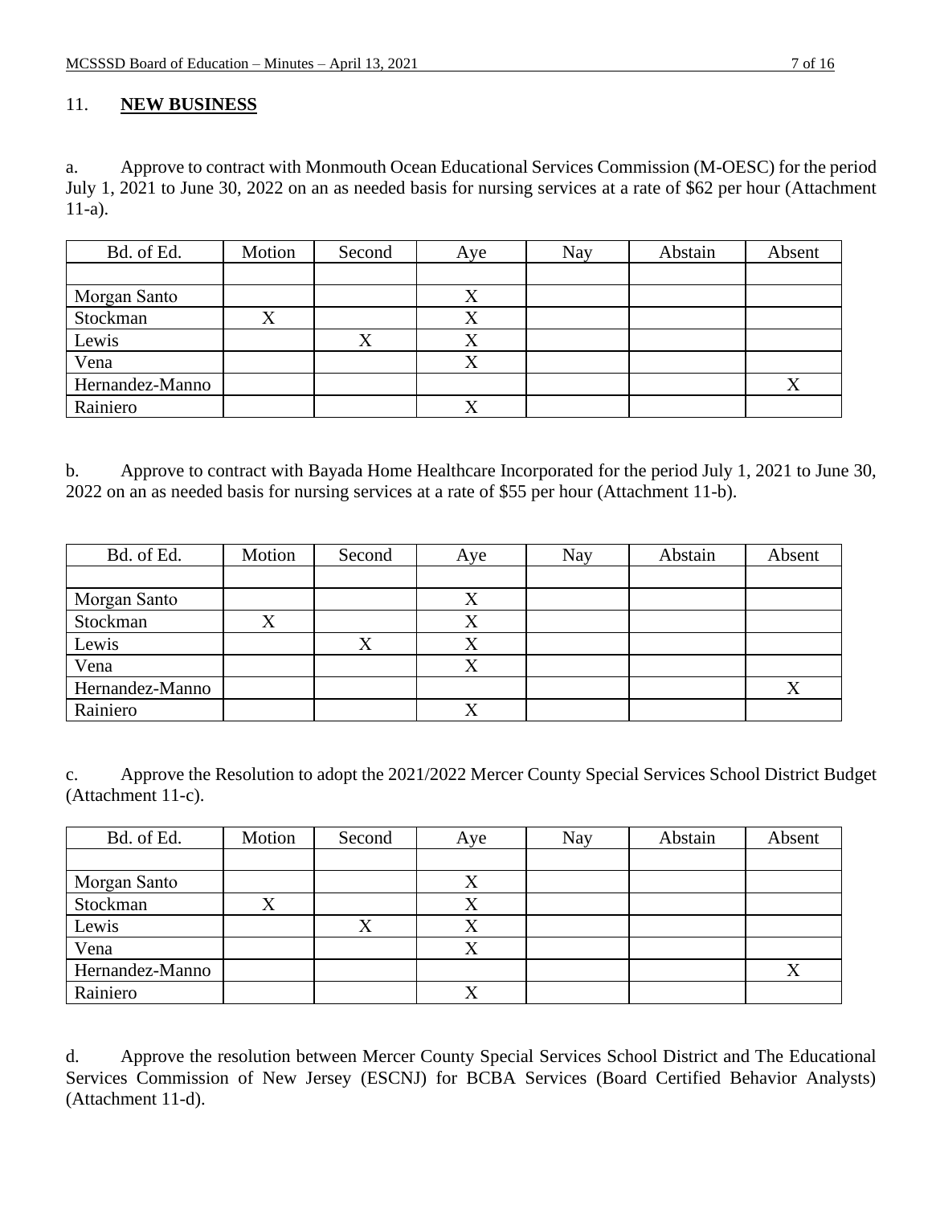## 11. **NEW BUSINESS**

a. Approve to contract with Monmouth Ocean Educational Services Commission (M-OESC) for the period July 1, 2021 to June 30, 2022 on an as needed basis for nursing services at a rate of $62 per hour (Attachment 11-a).

| Bd. of Ed. | Motion | Second | Aye | Nay | Abstain | Absent |
|---|---|---|---|---|---|---|
| | | | | | | |
| Morgan Santo | | | X | | | |
| Stockman | X | | X | | | |
| Lewis | | X | X | | | |
| Vena | | | X | | | |
| Hernandez-Manno | | | | | | X |
| Rainiero | | | X | | | |

b. Approve to contract with Bayada Home Healthcare Incorporated for the period July 1, 2021 to June 30, 2022 on an as needed basis for nursing services at a rate of $55 per hour (Attachment 11-b).

| Bd. of Ed. | Motion | Second | Aye | Nay | Abstain | Absent |
|---|---|---|---|---|---|---|
| | | | | | | |
| Morgan Santo | | | X | | | |
| Stockman | X | | X | | | |
| Lewis | | X | X | | | |
| Vena | | | X | | | |
| Hernandez-Manno | | | | | | X |
| Rainiero | | | X | | | |

c. Approve the Resolution to adopt the 2021/2022 Mercer County Special Services School District Budget (Attachment 11-c).

| Bd. of Ed. | Motion | Second | Aye | Nay | Abstain | Absent |
|---|---|---|---|---|---|---|
| | | | | | | |
| Morgan Santo | | | X | | | |
| Stockman | X | | X | | | |
| Lewis | | X | X | | | |
| Vena | | | X | | | |
| Hernandez-Manno | | | | | | X |
| Rainiero | | | X | | | |

d. Approve the resolution between Mercer County Special Services School District and The Educational Services Commission of New Jersey (ESCNJ) for BCBA Services (Board Certified Behavior Analysts) (Attachment 11-d).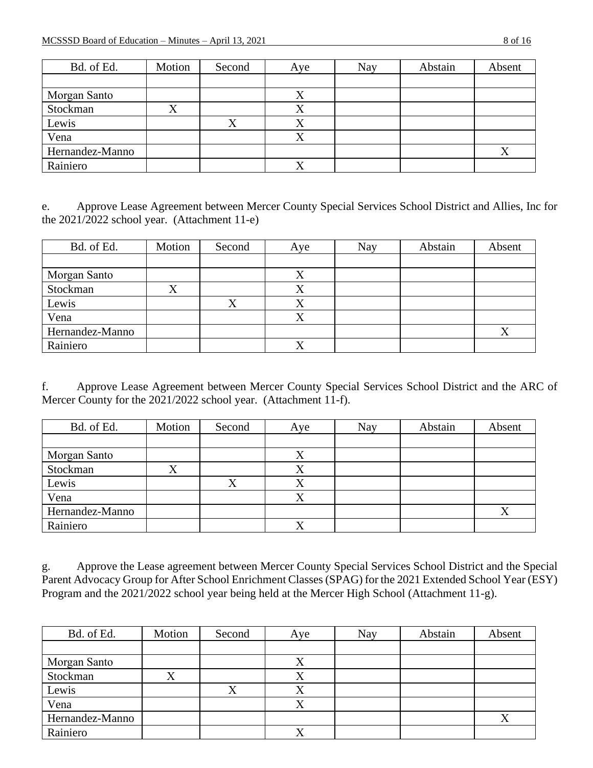| Bd. of Ed. | Motion | Second | Aye | Nay | Abstain | Absent |
|---|---|---|---|---|---|---|
| | | | | | | |
| Morgan Santo | | | X | | | |
| Stockman | X | | X | | | |
| Lewis | | X | X | | | |
| Vena | | | X | | | |
| Hernandez-Manno | | | | | | X |
| Rainiero | | | X | | | |

e. Approve Lease Agreement between Mercer County Special Services School District and Allies, Inc for the 2021/2022 school year. (Attachment 11-e)

| Bd. of Ed. | Motion | Second | Aye | Nay | Abstain | Absent |
|---|---|---|---|---|---|---|
| | | | | | | |
| Morgan Santo | | | X | | | |
| Stockman | X | | X | | | |
| Lewis | | X | X | | | |
| Vena | | | X | | | |
| Hernandez-Manno | | | | | | X |
| Rainiero | | | X | | | |

f. Approve Lease Agreement between Mercer County Special Services School District and the ARC of Mercer County for the 2021/2022 school year. (Attachment 11-f).

| Bd. of Ed. | Motion | Second | Aye | Nay | Abstain | Absent |
|---|---|---|---|---|---|---|
| | | | | | | |
| Morgan Santo | | | X | | | |
| Stockman | X | | X | | | |
| Lewis | | X | X | | | |
| Vena | | | X | | | |
| Hernandez-Manno | | | | | | X |
| Rainiero | | | X | | | |

g. Approve the Lease agreement between Mercer County Special Services School District and the Special Parent Advocacy Group for After School Enrichment Classes (SPAG) for the 2021 Extended School Year (ESY) Program and the 2021/2022 school year being held at the Mercer High School (Attachment 11-g).

| Bd. of Ed. | Motion | Second | Aye | Nay | Abstain | Absent |
|---|---|---|---|---|---|---|
| | | | | | | |
| Morgan Santo | | | X | | | |
| Stockman | X | | X | | | |
| Lewis | | X | X | | | |
| Vena | | | X | | | |
| Hernandez-Manno | | | | | | X |
| Rainiero | | | X | | | |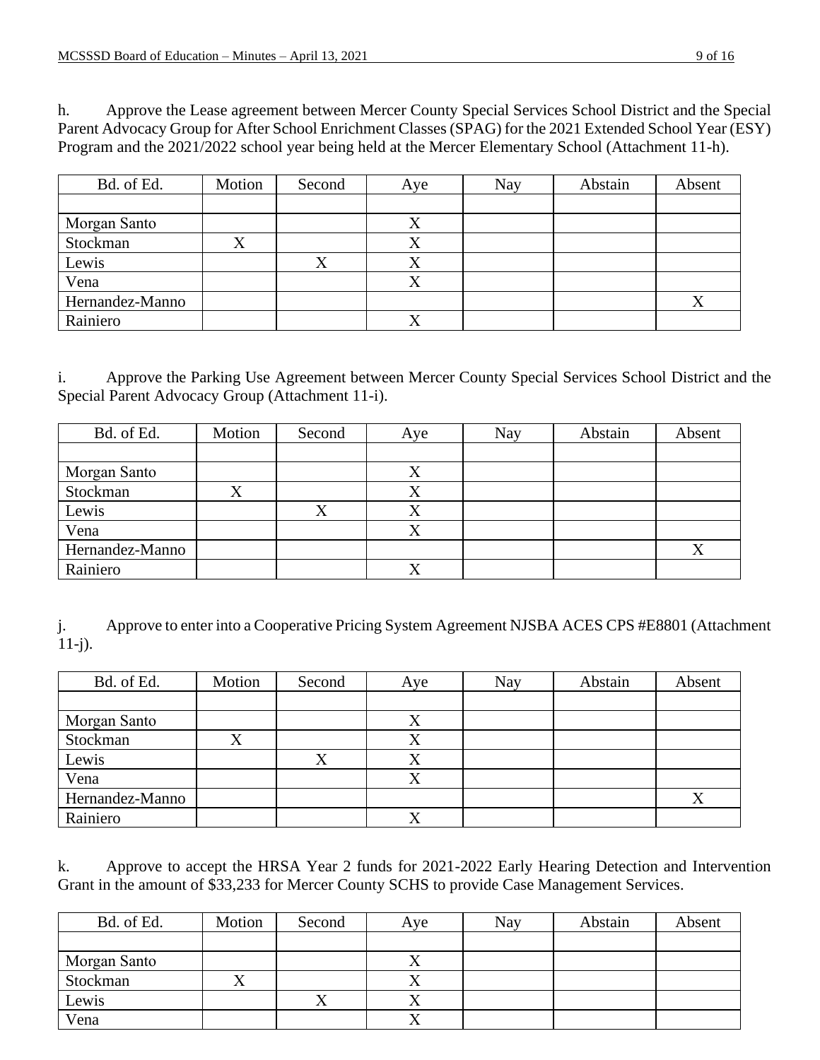h. Approve the Lease agreement between Mercer County Special Services School District and the Special Parent Advocacy Group for After School Enrichment Classes (SPAG) for the 2021 Extended School Year (ESY) Program and the 2021/2022 school year being held at the Mercer Elementary School (Attachment 11-h).

| Bd. of Ed. | Motion | Second | Aye | Nay | Abstain | Absent |
|---|---|---|---|---|---|---|
| | | | | | | |
| Morgan Santo | | | X | | | |
| Stockman | X | | X | | | |
| Lewis | | X | X | | | |
| Vena | | | X | | | |
| Hernandez-Manno | | | | | | X |
| Rainiero | | | X | | | |

i. Approve the Parking Use Agreement between Mercer County Special Services School District and the Special Parent Advocacy Group (Attachment 11-i).

| Bd. of Ed. | Motion | Second | Aye | Nay | Abstain | Absent |
|---|---|---|---|---|---|---|
| | | | | | | |
| Morgan Santo | | | X | | | |
| Stockman | X | | X | | | |
| Lewis | | X | X | | | |
| Vena | | | X | | | |
| Hernandez-Manno | | | | | | X |
| Rainiero | | | X | | | |

j. Approve to enter into a Cooperative Pricing System Agreement NJSBA ACES CPS #E8801 (Attachment 11-j).

| Bd. of Ed. | Motion | Second | Aye | Nay | Abstain | Absent |
|---|---|---|---|---|---|---|
| | | | | | | |
| Morgan Santo | | | X | | | |
| Stockman | X | | X | | | |
| Lewis | | X | X | | | |
| Vena | | | X | | | |
| Hernandez-Manno | | | | | | X |
| Rainiero | | | X | | | |

k. Approve to accept the HRSA Year 2 funds for 2021-2022 Early Hearing Detection and Intervention Grant in the amount of $33,233 for Mercer County SCHS to provide Case Management Services.

| Bd. of Ed. | Motion | Second | Aye | Nay | Abstain | Absent |
|---|---|---|---|---|---|---|
| | | | | | | |
| Morgan Santo | | | X | | | |
| Stockman | X | | X | | | |
| Lewis | | X | X | | | |
| Vena | | | X | | | |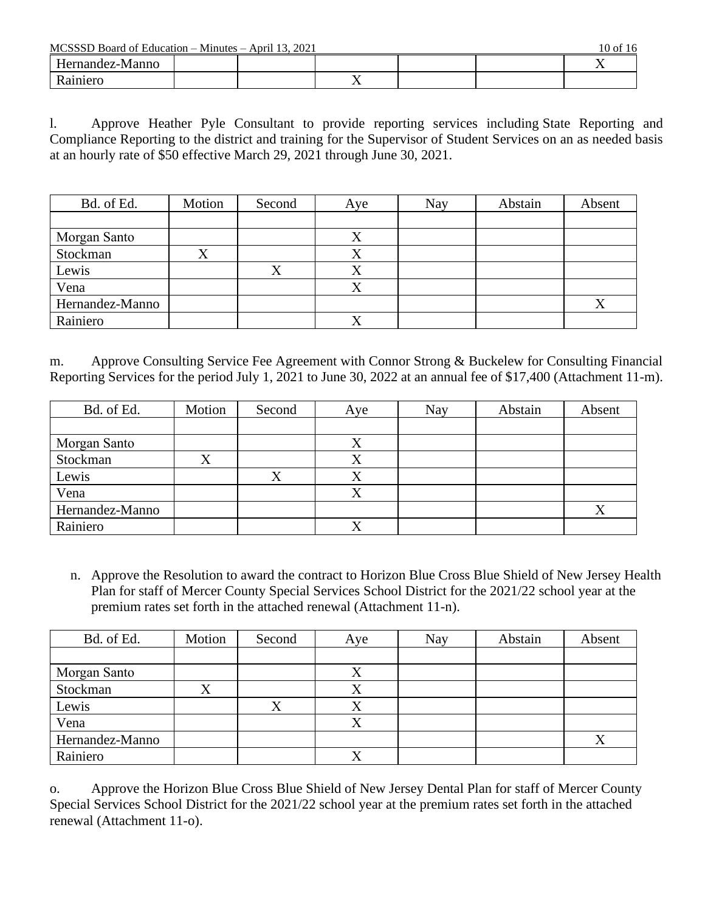| | | | | | | |
|---|---|---|---|---|---|---|
| Hernandez-Manno | | | | | | X |
| Rainiero | | | X | | | |

l. Approve Heather Pyle Consultant to provide reporting services including State Reporting and Compliance Reporting to the district and training for the Supervisor of Student Services on an as needed basis at an hourly rate of $50 effective March 29, 2021 through June 30, 2021.

| Bd. of Ed. | Motion | Second | Aye | Nay | Abstain | Absent |
|---|---|---|---|---|---|---|
| | | | | | | |
| Morgan Santo | | | X | | | |
| Stockman | X | | X | | | |
| Lewis | | X | X | | | |
| Vena | | | X | | | |
| Hernandez-Manno | | | | | | X |
| Rainiero | | | X | | | |

m. Approve Consulting Service Fee Agreement with Connor Strong & Buckelew for Consulting Financial Reporting Services for the period July 1, 2021 to June 30, 2022 at an annual fee of $17,400 (Attachment 11-m).

| Bd. of Ed. | Motion | Second | Aye | Nay | Abstain | Absent |
|---|---|---|---|---|---|---|
| | | | | | | |
| Morgan Santo | | | X | | | |
| Stockman | X | | X | | | |
| Lewis | | X | X | | | |
| Vena | | | X | | | |
| Hernandez-Manno | | | | | | X |
| Rainiero | | | X | | | |

n. Approve the Resolution to award the contract to Horizon Blue Cross Blue Shield of New Jersey Health Plan for staff of Mercer County Special Services School District for the 2021/22 school year at the premium rates set forth in the attached renewal (Attachment 11-n).

| Bd. of Ed. | Motion | Second | Aye | Nay | Abstain | Absent |
|---|---|---|---|---|---|---|
| | | | | | | |
| Morgan Santo | | | X | | | |
| Stockman | X | | X | | | |
| Lewis | | X | X | | | |
| Vena | | | X | | | |
| Hernandez-Manno | | | | | | X |
| Rainiero | | | X | | | |

o. Approve the Horizon Blue Cross Blue Shield of New Jersey Dental Plan for staff of Mercer County Special Services School District for the 2021/22 school year at the premium rates set forth in the attached renewal (Attachment 11-o).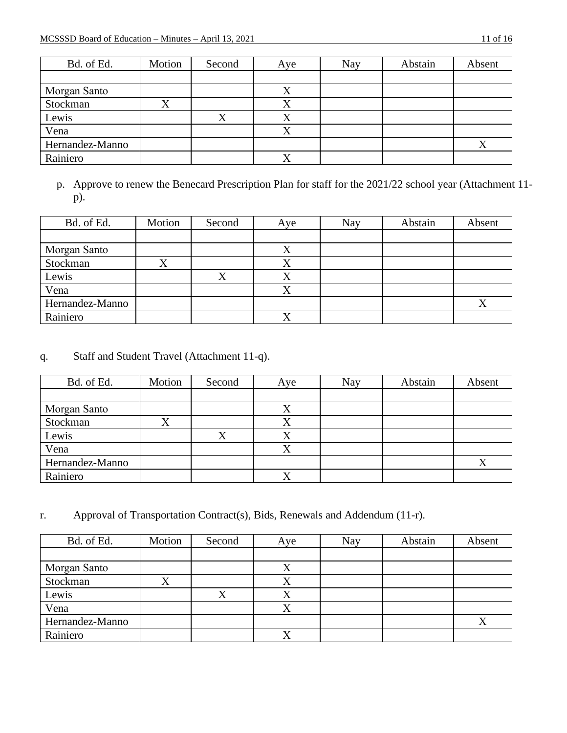| Bd. of Ed. | Motion | Second | Aye | Nay | Abstain | Absent |
|---|---|---|---|---|---|---|
| | | | | | | |
| Morgan Santo | | | X | | | |
| Stockman | X | | X | | | |
| Lewis | | X | X | | | |
| Vena | | | X | | | |
| Hernandez-Manno | | | | | | X |
| Rainiero | | | X | | | |

p. Approve to renew the Benecard Prescription Plan for staff for the 2021/22 school year (Attachment 11-p).

| Bd. of Ed. | Motion | Second | Aye | Nay | Abstain | Absent |
|---|---|---|---|---|---|---|
| | | | | | | |
| Morgan Santo | | | X | | | |
| Stockman | X | | X | | | |
| Lewis | | X | X | | | |
| Vena | | | X | | | |
| Hernandez-Manno | | | | | | X |
| Rainiero | | | X | | | |

q. Staff and Student Travel (Attachment 11-q).

| Bd. of Ed. | Motion | Second | Aye | Nay | Abstain | Absent |
|---|---|---|---|---|---|---|
| | | | | | | |
| Morgan Santo | | | X | | | |
| Stockman | X | | X | | | |
| Lewis | | X | X | | | |
| Vena | | | X | | | |
| Hernandez-Manno | | | | | | X |
| Rainiero | | | X | | | |

r. Approval of Transportation Contract(s), Bids, Renewals and Addendum (11-r).

| Bd. of Ed. | Motion | Second | Aye | Nay | Abstain | Absent |
|---|---|---|---|---|---|---|
| | | | | | | |
| Morgan Santo | | | X | | | |
| Stockman | X | | X | | | |
| Lewis | | X | X | | | |
| Vena | | | X | | | |
| Hernandez-Manno | | | | | | X |
| Rainiero | | | X | | | |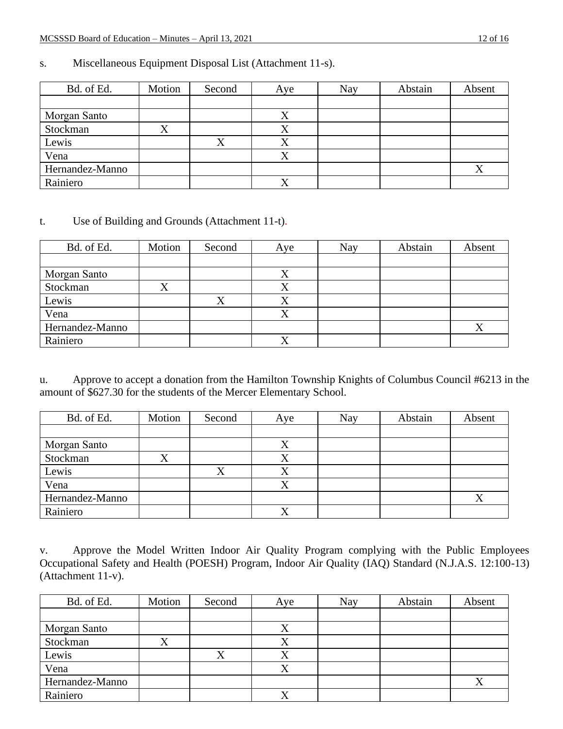s. Miscellaneous Equipment Disposal List (Attachment 11-s).

| Bd. of Ed. | Motion | Second | Aye | Nay | Abstain | Absent |
|---|---|---|---|---|---|---|
| | | | | | | |
| Morgan Santo | | | X | | | |
| Stockman | X | | X | | | |
| Lewis | | X | X | | | |
| Vena | | | X | | | |
| Hernandez-Manno | | | | | | X |
| Rainiero | | | X | | | |

t. Use of Building and Grounds (Attachment 11-t).

| Bd. of Ed. | Motion | Second | Aye | Nay | Abstain | Absent |
|---|---|---|---|---|---|---|
| | | | | | | |
| Morgan Santo | | | X | | | |
| Stockman | X | | X | | | |
| Lewis | | X | X | | | |
| Vena | | | X | | | |
| Hernandez-Manno | | | | | | X |
| Rainiero | | | X | | | |

u. Approve to accept a donation from the Hamilton Township Knights of Columbus Council #6213 in the amount of $627.30 for the students of the Mercer Elementary School.

| Bd. of Ed. | Motion | Second | Aye | Nay | Abstain | Absent |
|---|---|---|---|---|---|---|
| | | | | | | |
| Morgan Santo | | | X | | | |
| Stockman | X | | X | | | |
| Lewis | | X | X | | | |
| Vena | | | X | | | |
| Hernandez-Manno | | | | | | X |
| Rainiero | | | X | | | |

v. Approve the Model Written Indoor Air Quality Program complying with the Public Employees Occupational Safety and Health (POESH) Program, Indoor Air Quality (IAQ) Standard (N.J.A.S. 12:100-13) (Attachment 11-v).

| Bd. of Ed. | Motion | Second | Aye | Nay | Abstain | Absent |
|---|---|---|---|---|---|---|
| | | | | | | |
| Morgan Santo | | | X | | | |
| Stockman | X | | X | | | |
| Lewis | | X | X | | | |
| Vena | | | X | | | |
| Hernandez-Manno | | | | | | X |
| Rainiero | | | X | | | |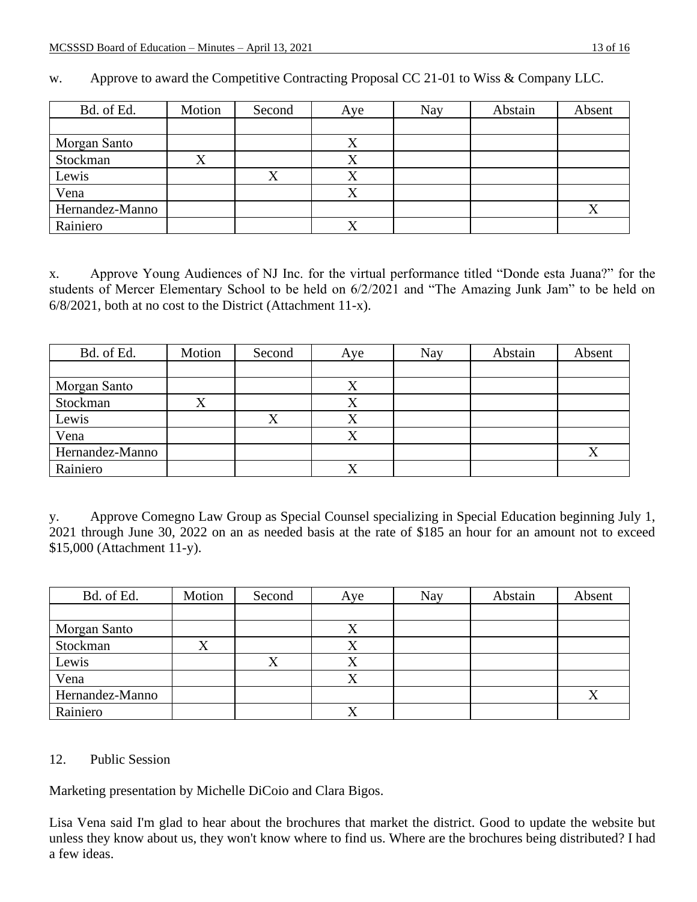w. Approve to award the Competitive Contracting Proposal CC 21-01 to Wiss & Company LLC.

| Bd. of Ed. | Motion | Second | Aye | Nay | Abstain | Absent |
|---|---|---|---|---|---|---|
| | | | | | | |
| Morgan Santo | | | X | | | |
| Stockman | X | | X | | | |
| Lewis | | X | X | | | |
| Vena | | | X | | | |
| Hernandez-Manno | | | | | | X |
| Rainiero | | | X | | | |

x. Approve Young Audiences of NJ Inc. for the virtual performance titled "Donde esta Juana?" for the students of Mercer Elementary School to be held on 6/2/2021 and "The Amazing Junk Jam" to be held on 6/8/2021, both at no cost to the District (Attachment 11-x).

| Bd. of Ed. | Motion | Second | Aye | Nay | Abstain | Absent |
|---|---|---|---|---|---|---|
| | | | | | | |
| Morgan Santo | | | X | | | |
| Stockman | X | | X | | | |
| Lewis | | X | X | | | |
| Vena | | | X | | | |
| Hernandez-Manno | | | | | | X |
| Rainiero | | | X | | | |

y. Approve Comegno Law Group as Special Counsel specializing in Special Education beginning July 1, 2021 through June 30, 2022 on an as needed basis at the rate of $185 an hour for an amount not to exceed $15,000 (Attachment 11-y).

| Bd. of Ed. | Motion | Second | Aye | Nay | Abstain | Absent |
|---|---|---|---|---|---|---|
| | | | | | | |
| Morgan Santo | | | X | | | |
| Stockman | X | | X | | | |
| Lewis | | X | X | | | |
| Vena | | | X | | | |
| Hernandez-Manno | | | | | | X |
| Rainiero | | | X | | | |

12. Public Session

Marketing presentation by Michelle DiCoio and Clara Bigos.

Lisa Vena said I'm glad to hear about the brochures that market the district. Good to update the website but unless they know about us, they won't know where to find us. Where are the brochures being distributed? I had a few ideas.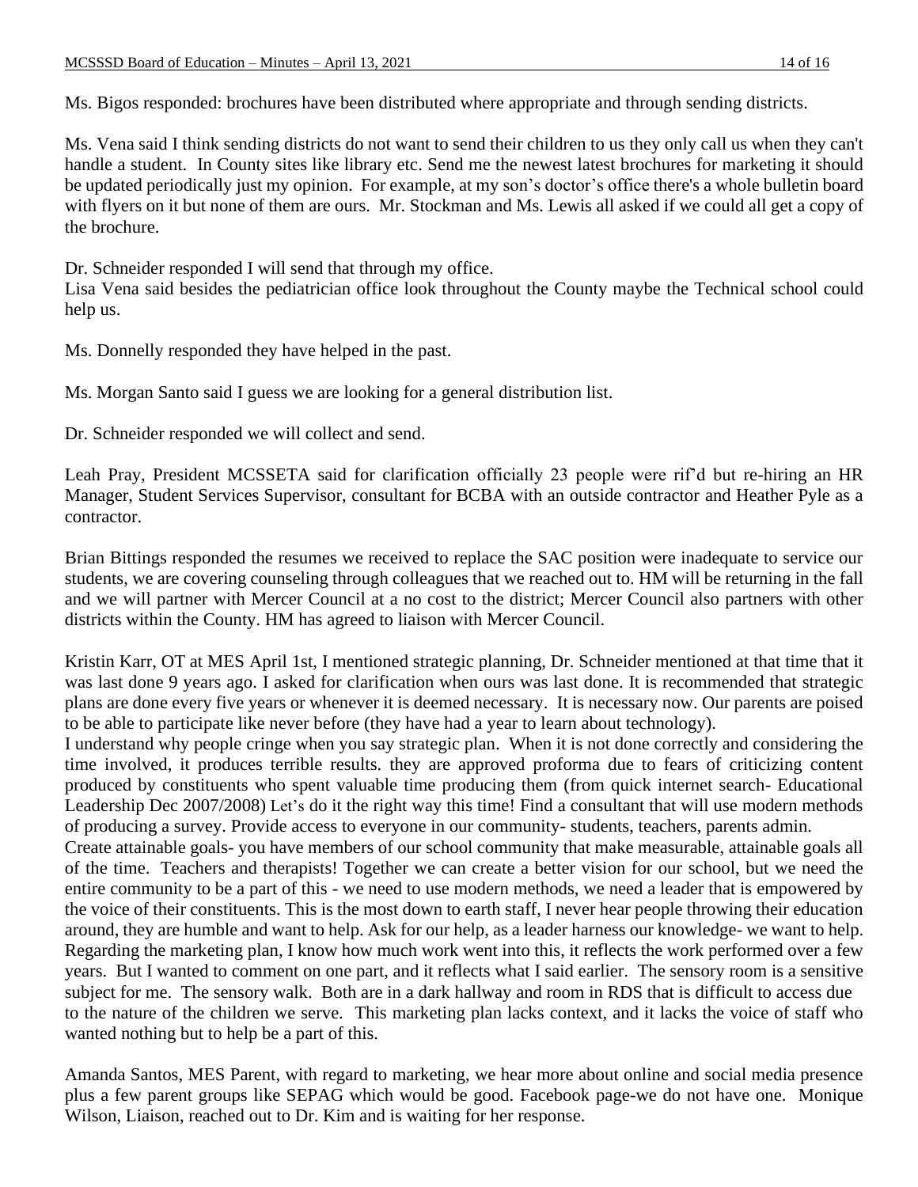Ms. Bigos responded: brochures have been distributed where appropriate and through sending districts.

Ms. Vena said I think sending districts do not want to send their children to us they only call us when they can't handle a student. In County sites like library etc. Send me the newest latest brochures for marketing it should be updated periodically just my opinion. For example, at my son's doctor's office there's a whole bulletin board with flyers on it but none of them are ours. Mr. Stockman and Ms. Lewis all asked if we could all get a copy of the brochure.

Dr. Schneider responded I will send that through my office.
Lisa Vena said besides the pediatrician office look throughout the County maybe the Technical school could help us.

Ms. Donnelly responded they have helped in the past.

Ms. Morgan Santo said I guess we are looking for a general distribution list.

Dr. Schneider responded we will collect and send.

Leah Pray, President MCSSETA said for clarification officially 23 people were rif'd but re-hiring an HR Manager, Student Services Supervisor, consultant for BCBA with an outside contractor and Heather Pyle as a contractor.

Brian Bittings responded the resumes we received to replace the SAC position were inadequate to service our students, we are covering counseling through colleagues that we reached out to. HM will be returning in the fall and we will partner with Mercer Council at a no cost to the district; Mercer Council also partners with other districts within the County. HM has agreed to liaison with Mercer Council.

Kristin Karr, OT at MES April 1st, I mentioned strategic planning, Dr. Schneider mentioned at that time that it was last done 9 years ago. I asked for clarification when ours was last done. It is recommended that strategic plans are done every five years or whenever it is deemed necessary. It is necessary now. Our parents are poised to be able to participate like never before (they have had a year to learn about technology).
I understand why people cringe when you say strategic plan. When it is not done correctly and considering the time involved, it produces terrible results. they are approved proforma due to fears of criticizing content produced by constituents who spent valuable time producing them (from quick internet search- Educational Leadership Dec 2007/2008) Let's do it the right way this time! Find a consultant that will use modern methods of producing a survey. Provide access to everyone in our community- students, teachers, parents admin.
Create attainable goals- you have members of our school community that make measurable, attainable goals all of the time. Teachers and therapists! Together we can create a better vision for our school, but we need the entire community to be a part of this - we need to use modern methods, we need a leader that is empowered by the voice of their constituents. This is the most down to earth staff, I never hear people throwing their education around, they are humble and want to help. Ask for our help, as a leader harness our knowledge- we want to help. Regarding the marketing plan, I know how much work went into this, it reflects the work performed over a few years. But I wanted to comment on one part, and it reflects what I said earlier. The sensory room is a sensitive subject for me. The sensory walk. Both are in a dark hallway and room in RDS that is difficult to access due to the nature of the children we serve. This marketing plan lacks context, and it lacks the voice of staff who wanted nothing but to help be a part of this.

Amanda Santos, MES Parent, with regard to marketing, we hear more about online and social media presence plus a few parent groups like SEPAG which would be good. Facebook page-we do not have one. Monique Wilson, Liaison, reached out to Dr. Kim and is waiting for her response.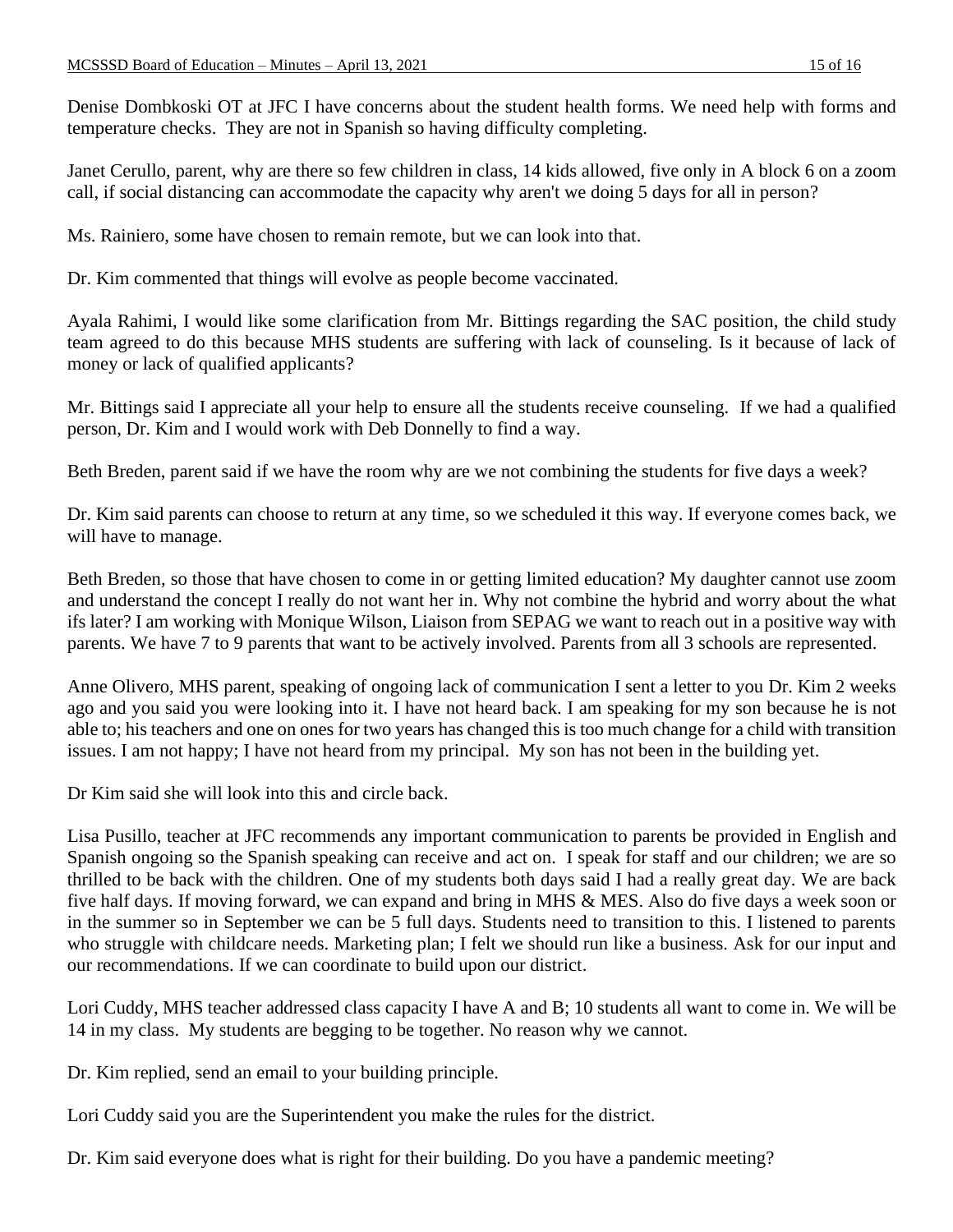Denise Dombkoski OT at JFC I have concerns about the student health forms. We need help with forms and temperature checks. They are not in Spanish so having difficulty completing.

Janet Cerullo, parent, why are there so few children in class, 14 kids allowed, five only in A block 6 on a zoom call, if social distancing can accommodate the capacity why aren't we doing 5 days for all in person?

Ms. Rainiero, some have chosen to remain remote, but we can look into that.

Dr. Kim commented that things will evolve as people become vaccinated.

Ayala Rahimi, I would like some clarification from Mr. Bittings regarding the SAC position, the child study team agreed to do this because MHS students are suffering with lack of counseling. Is it because of lack of money or lack of qualified applicants?

Mr. Bittings said I appreciate all your help to ensure all the students receive counseling. If we had a qualified person, Dr. Kim and I would work with Deb Donnelly to find a way.

Beth Breden, parent said if we have the room why are we not combining the students for five days a week?

Dr. Kim said parents can choose to return at any time, so we scheduled it this way. If everyone comes back, we will have to manage.

Beth Breden, so those that have chosen to come in or getting limited education? My daughter cannot use zoom and understand the concept I really do not want her in. Why not combine the hybrid and worry about the what ifs later? I am working with Monique Wilson, Liaison from SEPAG we want to reach out in a positive way with parents. We have 7 to 9 parents that want to be actively involved. Parents from all 3 schools are represented.

Anne Olivero, MHS parent, speaking of ongoing lack of communication I sent a letter to you Dr. Kim 2 weeks ago and you said you were looking into it. I have not heard back. I am speaking for my son because he is not able to; his teachers and one on ones for two years has changed this is too much change for a child with transition issues. I am not happy; I have not heard from my principal. My son has not been in the building yet.

Dr Kim said she will look into this and circle back.

Lisa Pusillo, teacher at JFC recommends any important communication to parents be provided in English and Spanish ongoing so the Spanish speaking can receive and act on. I speak for staff and our children; we are so thrilled to be back with the children. One of my students both days said I had a really great day. We are back five half days. If moving forward, we can expand and bring in MHS & MES. Also do five days a week soon or in the summer so in September we can be 5 full days. Students need to transition to this. I listened to parents who struggle with childcare needs. Marketing plan; I felt we should run like a business. Ask for our input and our recommendations. If we can coordinate to build upon our district.

Lori Cuddy, MHS teacher addressed class capacity I have A and B; 10 students all want to come in. We will be 14 in my class. My students are begging to be together. No reason why we cannot.

Dr. Kim replied, send an email to your building principle.

Lori Cuddy said you are the Superintendent you make the rules for the district.

Dr. Kim said everyone does what is right for their building. Do you have a pandemic meeting?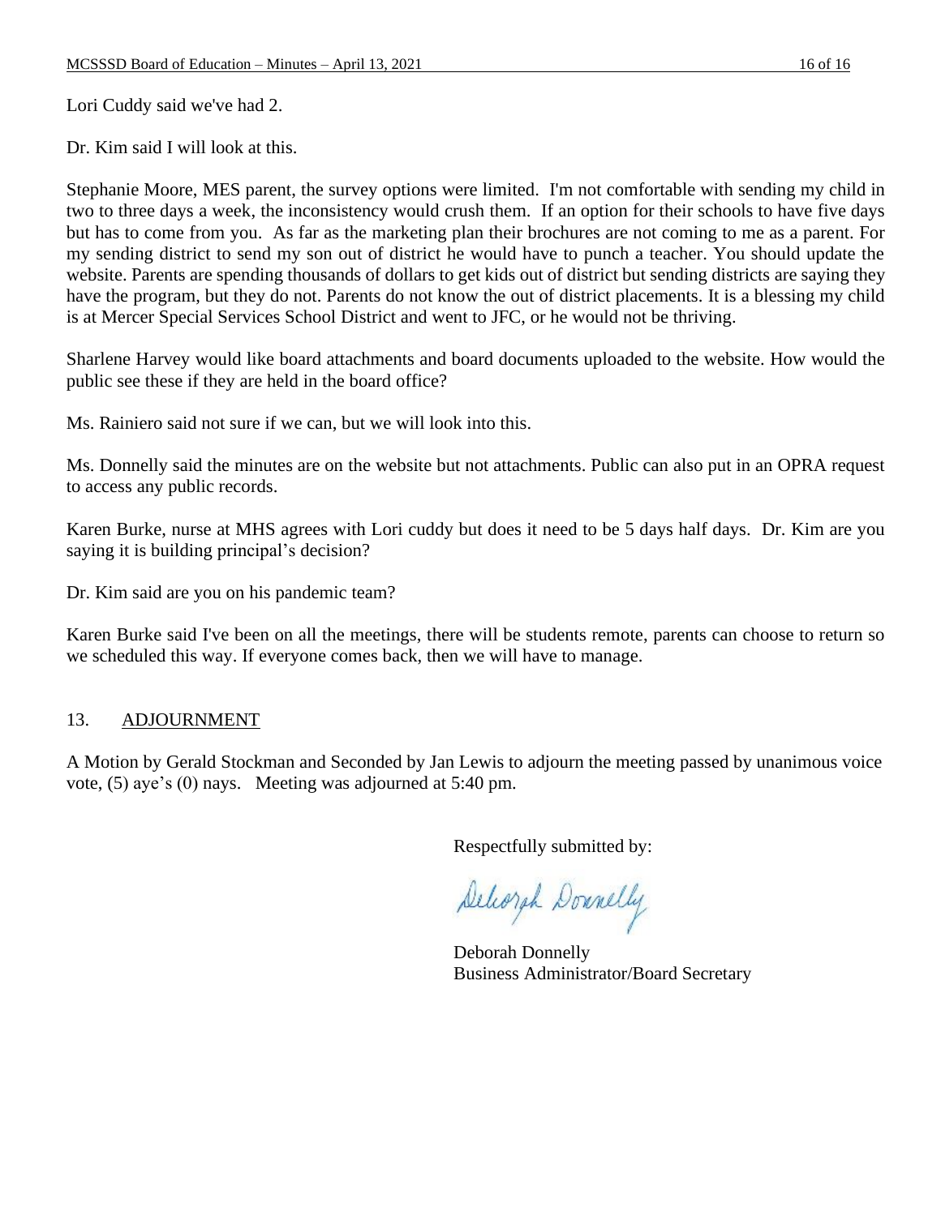Lori Cuddy said we've had 2.

Dr. Kim said I will look at this.

Stephanie Moore, MES parent, the survey options were limited. I'm not comfortable with sending my child in two to three days a week, the inconsistency would crush them. If an option for their schools to have five days but has to come from you. As far as the marketing plan their brochures are not coming to me as a parent. For my sending district to send my son out of district he would have to punch a teacher. You should update the website. Parents are spending thousands of dollars to get kids out of district but sending districts are saying they have the program, but they do not. Parents do not know the out of district placements. It is a blessing my child is at Mercer Special Services School District and went to JFC, or he would not be thriving.

Sharlene Harvey would like board attachments and board documents uploaded to the website. How would the public see these if they are held in the board office?

Ms. Rainiero said not sure if we can, but we will look into this.

Ms. Donnelly said the minutes are on the website but not attachments. Public can also put in an OPRA request to access any public records.

Karen Burke, nurse at MHS agrees with Lori cuddy but does it need to be 5 days half days. Dr. Kim are you saying it is building principal's decision?

Dr. Kim said are you on his pandemic team?

Karen Burke said I've been on all the meetings, there will be students remote, parents can choose to return so we scheduled this way. If everyone comes back, then we will have to manage.

## 13. ADJOURNMENT

A Motion by Gerald Stockman and Seconded by Jan Lewis to adjourn the meeting passed by unanimous voice vote, (5) aye's (0) nays. Meeting was adjourned at 5:40 pm.

Respectfully submitted by:

Deborah Donnelly

Deborah Donnelly
Business Administrator/Board Secretary